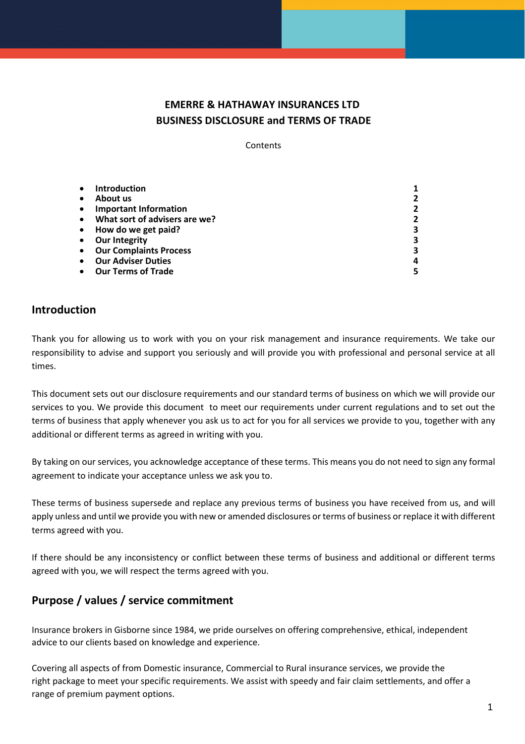# EMERRE & HATHAWAY INSURANCES LTD
# BUSINESS DISCLOSURE and TERMS OF TRADE

Contents

- **Introduction** **1**
- **About us** **2**
- **Important Information** **2**
- **What sort of advisers are we?** **2**
- **How do we get paid?** **3**
- **Our Integrity** **3**
- **Our Complaints Process** **3**
- **Our Adviser Duties** **4**
- **Our Terms of Trade** **5**

## Introduction

Thank you for allowing us to work with you on your risk management and insurance requirements. We take our responsibility to advise and support you seriously and will provide you with professional and personal service at all times.

This document sets out our disclosure requirements and our standard terms of business on which we will provide our services to you. We provide this document to meet our requirements under current regulations and to set out the terms of business that apply whenever you ask us to act for you for all services we provide to you, together with any additional or different terms as agreed in writing with you.

By taking on our services, you acknowledge acceptance of these terms. This means you do not need to sign any formal agreement to indicate your acceptance unless we ask you to.

These terms of business supersede and replace any previous terms of business you have received from us, and will apply unless and until we provide you with new or amended disclosures or terms of business or replace it with different terms agreed with you.

If there should be any inconsistency or conflict between these terms of business and additional or different terms agreed with you, we will respect the terms agreed with you.

## Purpose / values / service commitment

Insurance brokers in Gisborne since 1984, we pride ourselves on offering comprehensive, ethical, independent advice to our clients based on knowledge and experience.

Covering all aspects of from Domestic insurance, Commercial to Rural insurance services, we provide the right package to meet your specific requirements. We assist with speedy and fair claim settlements, and offer a range of premium payment options.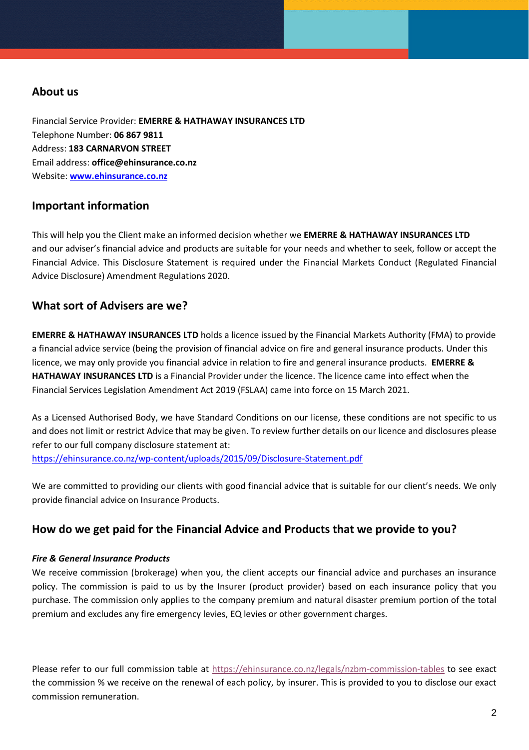## About us

Financial Service Provider: **EMERRE & HATHAWAY INSURANCES LTD**
Telephone Number: **06 867 9811**
Address: **183 CARNARVON STREET**
Email address: **office@ehinsurance.co.nz**
Website: **[www.ehinsurance.co.nz](http://www.ehinsurance.co.nz)**

## Important information

This will help you the Client make an informed decision whether we **EMERRE & HATHAWAY INSURANCES LTD** and our adviser's financial advice and products are suitable for your needs and whether to seek, follow or accept the Financial Advice. This Disclosure Statement is required under the Financial Markets Conduct (Regulated Financial Advice Disclosure) Amendment Regulations 2020.

## What sort of Advisers are we?

**EMERRE & HATHAWAY INSURANCES LTD** holds a licence issued by the Financial Markets Authority (FMA) to provide a financial advice service (being the provision of financial advice on fire and general insurance products. Under this licence, we may only provide you financial advice in relation to fire and general insurance products. **EMERRE & HATHAWAY INSURANCES LTD** is a Financial Provider under the licence. The licence came into effect when the Financial Services Legislation Amendment Act 2019 (FSLAA) came into force on 15 March 2021.

As a Licensed Authorised Body, we have Standard Conditions on our license, these conditions are not specific to us and does not limit or restrict Advice that may be given. To review further details on our licence and disclosures please refer to our full company disclosure statement at:
https://ehinsurance.co.nz/wp-content/uploads/2015/09/Disclosure-Statement.pdf

We are committed to providing our clients with good financial advice that is suitable for our client's needs. We only provide financial advice on Insurance Products.

## How do we get paid for the Financial Advice and Products that we provide to you?

***Fire & General Insurance Products***

We receive commission (brokerage) when you, the client accepts our financial advice and purchases an insurance policy. The commission is paid to us by the Insurer (product provider) based on each insurance policy that you purchase. The commission only applies to the company premium and natural disaster premium portion of the total premium and excludes any fire emergency levies, EQ levies or other government charges.

Please refer to our full commission table at https://ehinsurance.co.nz/legals/nzbm-commission-tables to see exact the commission % we receive on the renewal of each policy, by insurer. This is provided to you to disclose our exact commission remuneration.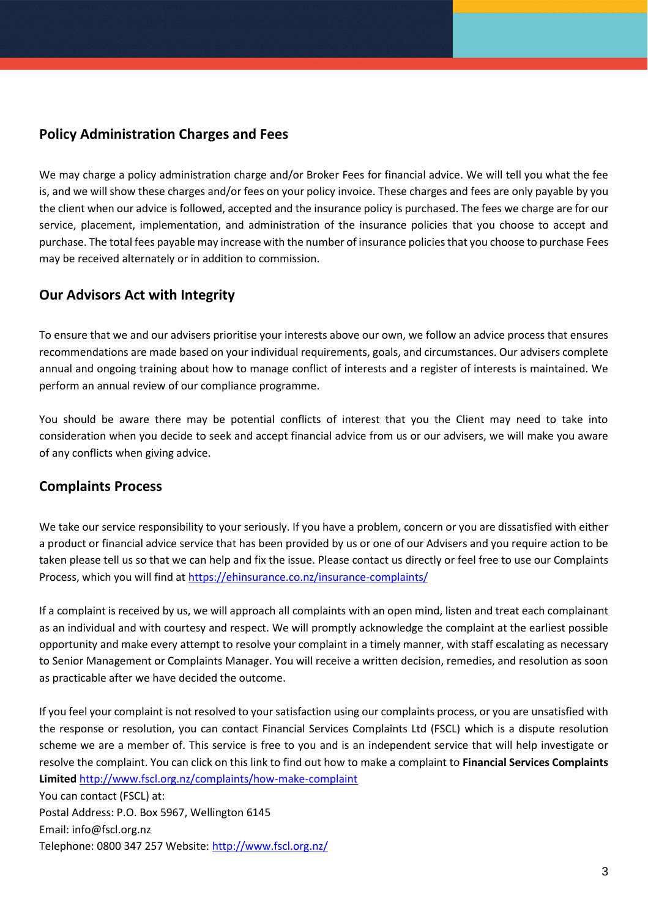## Policy Administration Charges and Fees

We may charge a policy administration charge and/or Broker Fees for financial advice. We will tell you what the fee is, and we will show these charges and/or fees on your policy invoice. These charges and fees are only payable by you the client when our advice is followed, accepted and the insurance policy is purchased. The fees we charge are for our service, placement, implementation, and administration of the insurance policies that you choose to accept and purchase. The total fees payable may increase with the number of insurance policies that you choose to purchase Fees may be received alternately or in addition to commission.

## Our Advisors Act with Integrity

To ensure that we and our advisers prioritise your interests above our own, we follow an advice process that ensures recommendations are made based on your individual requirements, goals, and circumstances. Our advisers complete annual and ongoing training about how to manage conflict of interests and a register of interests is maintained. We perform an annual review of our compliance programme.

You should be aware there may be potential conflicts of interest that you the Client may need to take into consideration when you decide to seek and accept financial advice from us or our advisers, we will make you aware of any conflicts when giving advice.

## Complaints Process

We take our service responsibility to your seriously. If you have a problem, concern or you are dissatisfied with either a product or financial advice service that has been provided by us or one of our Advisers and you require action to be taken please tell us so that we can help and fix the issue. Please contact us directly or feel free to use our Complaints Process, which you will find at https://ehinsurance.co.nz/insurance-complaints/

If a complaint is received by us, we will approach all complaints with an open mind, listen and treat each complainant as an individual and with courtesy and respect. We will promptly acknowledge the complaint at the earliest possible opportunity and make every attempt to resolve your complaint in a timely manner, with staff escalating as necessary to Senior Management or Complaints Manager. You will receive a written decision, remedies, and resolution as soon as practicable after we have decided the outcome.

If you feel your complaint is not resolved to your satisfaction using our complaints process, or you are unsatisfied with the response or resolution, you can contact Financial Services Complaints Ltd (FSCL) which is a dispute resolution scheme we are a member of. This service is free to you and is an independent service that will help investigate or resolve the complaint. You can click on this link to find out how to make a complaint to **Financial Services Complaints Limited** http://www.fscl.org.nz/complaints/how-make-complaint

You can contact (FSCL) at:
Postal Address: P.O. Box 5967, Wellington 6145
Email: info@fscl.org.nz
Telephone: 0800 347 257 Website: http://www.fscl.org.nz/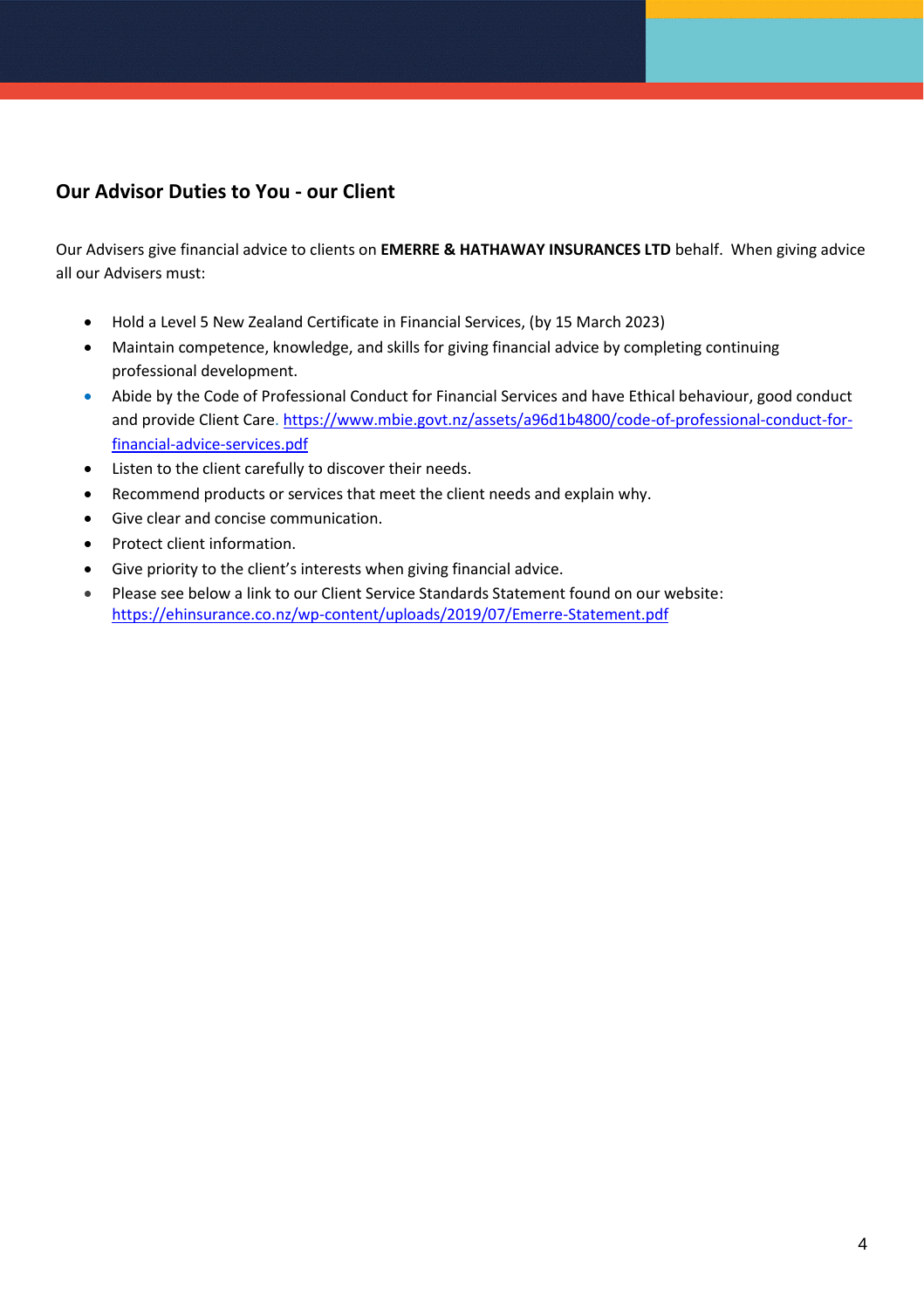## Our Advisor Duties to You - our Client

Our Advisers give financial advice to clients on **EMERRE & HATHAWAY INSURANCES LTD** behalf. When giving advice all our Advisers must:

- Hold a Level 5 New Zealand Certificate in Financial Services, (by 15 March 2023)
- Maintain competence, knowledge, and skills for giving financial advice by completing continuing professional development.
- Abide by the Code of Professional Conduct for Financial Services and have Ethical behaviour, good conduct and provide Client Care. https://www.mbie.govt.nz/assets/a96d1b4800/code-of-professional-conduct-for-financial-advice-services.pdf
- Listen to the client carefully to discover their needs.
- Recommend products or services that meet the client needs and explain why.
- Give clear and concise communication.
- Protect client information.
- Give priority to the client's interests when giving financial advice.
- Please see below a link to our Client Service Standards Statement found on our website: https://ehinsurance.co.nz/wp-content/uploads/2019/07/Emerre-Statement.pdf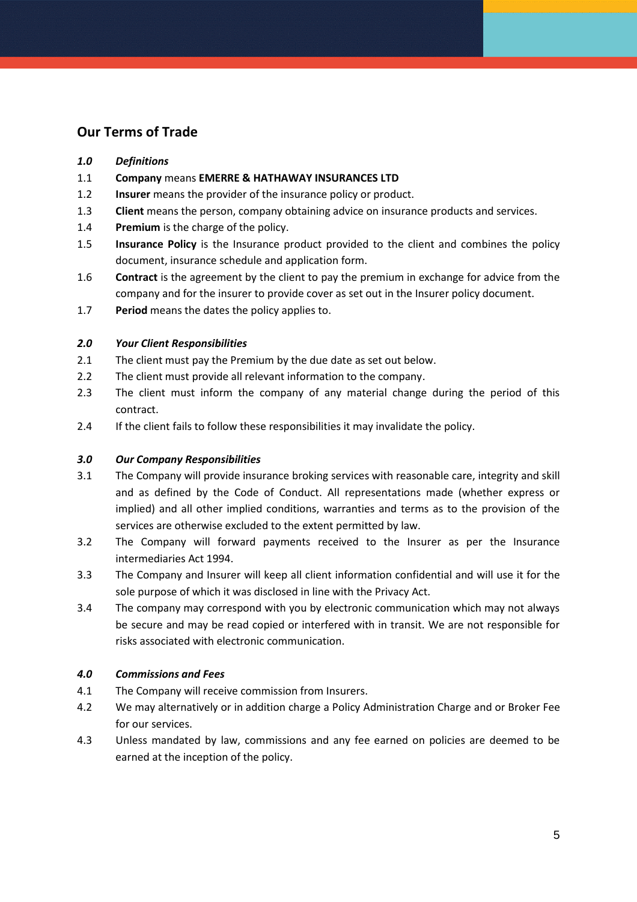## Our Terms of Trade

***1.0 Definitions***

1.1 **Company** means **EMERRE & HATHAWAY INSURANCES LTD**

1.2 **Insurer** means the provider of the insurance policy or product.

1.3 **Client** means the person, company obtaining advice on insurance products and services.

1.4 **Premium** is the charge of the policy.

1.5 **Insurance Policy** is the Insurance product provided to the client and combines the policy document, insurance schedule and application form.

1.6 **Contract** is the agreement by the client to pay the premium in exchange for advice from the company and for the insurer to provide cover as set out in the Insurer policy document.

1.7 **Period** means the dates the policy applies to.

***2.0 Your Client Responsibilities***

2.1 The client must pay the Premium by the due date as set out below.

2.2 The client must provide all relevant information to the company.

2.3 The client must inform the company of any material change during the period of this contract.

2.4 If the client fails to follow these responsibilities it may invalidate the policy.

***3.0 Our Company Responsibilities***

3.1 The Company will provide insurance broking services with reasonable care, integrity and skill and as defined by the Code of Conduct. All representations made (whether express or implied) and all other implied conditions, warranties and terms as to the provision of the services are otherwise excluded to the extent permitted by law.

3.2 The Company will forward payments received to the Insurer as per the Insurance intermediaries Act 1994.

3.3 The Company and Insurer will keep all client information confidential and will use it for the sole purpose of which it was disclosed in line with the Privacy Act.

3.4 The company may correspond with you by electronic communication which may not always be secure and may be read copied or interfered with in transit. We are not responsible for risks associated with electronic communication.

***4.0 Commissions and Fees***

4.1 The Company will receive commission from Insurers.

4.2 We may alternatively or in addition charge a Policy Administration Charge and or Broker Fee for our services.

4.3 Unless mandated by law, commissions and any fee earned on policies are deemed to be earned at the inception of the policy.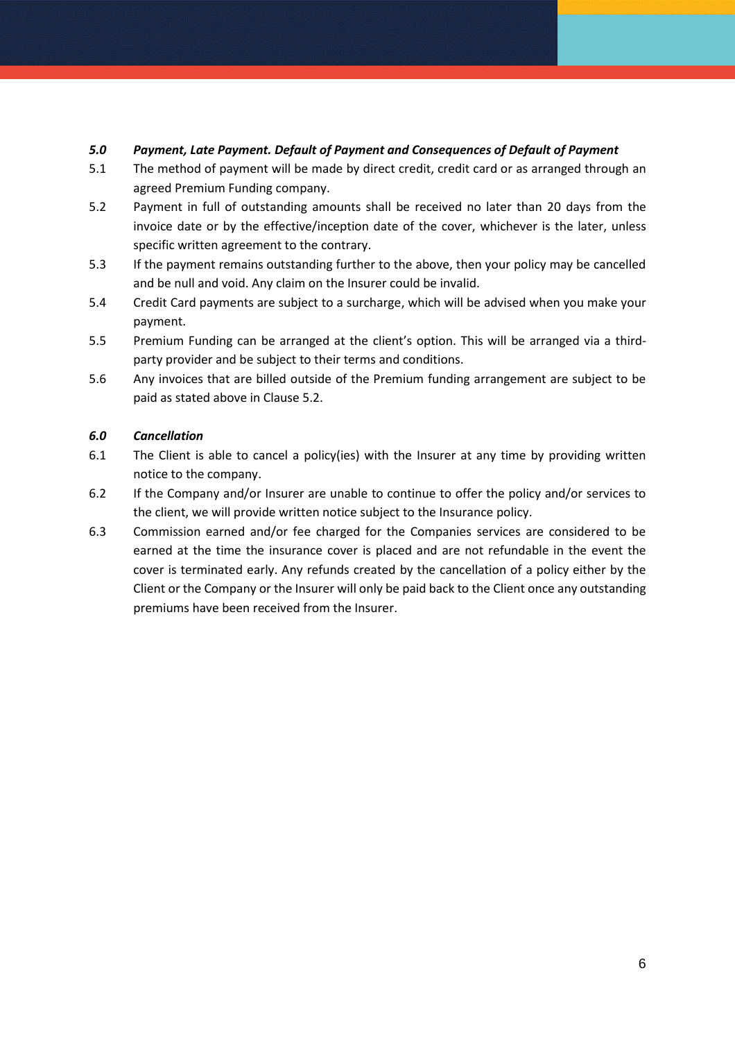### *5.0 Payment, Late Payment. Default of Payment and Consequences of Default of Payment*

5.1 The method of payment will be made by direct credit, credit card or as arranged through an agreed Premium Funding company.

5.2 Payment in full of outstanding amounts shall be received no later than 20 days from the invoice date or by the effective/inception date of the cover, whichever is the later, unless specific written agreement to the contrary.

5.3 If the payment remains outstanding further to the above, then your policy may be cancelled and be null and void. Any claim on the Insurer could be invalid.

5.4 Credit Card payments are subject to a surcharge, which will be advised when you make your payment.

5.5 Premium Funding can be arranged at the client's option. This will be arranged via a third-party provider and be subject to their terms and conditions.

5.6 Any invoices that are billed outside of the Premium funding arrangement are subject to be paid as stated above in Clause 5.2.

### *6.0 Cancellation*

6.1 The Client is able to cancel a policy(ies) with the Insurer at any time by providing written notice to the company.

6.2 If the Company and/or Insurer are unable to continue to offer the policy and/or services to the client, we will provide written notice subject to the Insurance policy.

6.3 Commission earned and/or fee charged for the Companies services are considered to be earned at the time the insurance cover is placed and are not refundable in the event the cover is terminated early. Any refunds created by the cancellation of a policy either by the Client or the Company or the Insurer will only be paid back to the Client once any outstanding premiums have been received from the Insurer.